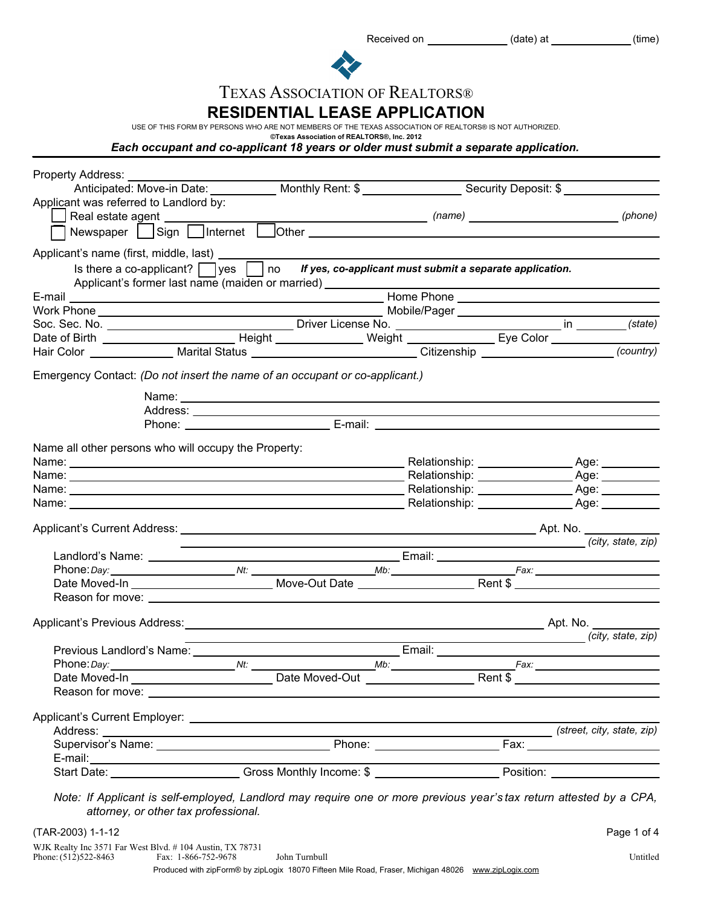Received on ____________ (date) at ____________ (time)

# TEXAS ASSOCIATION OF REALTORS®

## RESIDENTIAL LEASE APPLICATION

USE OF THIS FORM BY PERSONS WHO ARE NOT MEMBERS OF THE TEXAS ASSOCIATION OF REALTORS® IS NOT AUTHORIZED.
©Texas Association of REALTORS®, Inc. 2012

***Each occupant and co-applicant 18 years or older must submit a separate application.***

---

Property Address: ____________________________________________

Anticipated: Move-in Date: __________ Monthly Rent: $ ______________ Security Deposit: $ ______________

Applicant was referred to Landlord by:

☐ Real estate agent ______________________________ *(name)* ____________________ *(phone)*

☐ Newspaper ☐ Sign ☐ Internet ☐ Other ______________________________

Applicant's name (first, middle, last) ______________________________

Is there a co-applicant? ☐ yes ☐ no ***If yes, co-applicant must submit a separate application.***

Applicant's former last name (maiden or married) ______________________________

E-mail ______________________________ Home Phone ______________________

Work Phone ______________________________ Mobile/Pager ______________________

Soc. Sec. No. ______________________ Driver License No. ______________________ in ________ *(state)*

Date of Birth ______________ Height ____________ Weight ____________ Eye Color ____________

Hair Color ____________ Marital Status ______________________ Citizenship ______________________ *(country)*

Emergency Contact: *(Do not insert the name of an occupant or co-applicant.)*

Name: ______________________________________________

Address: ______________________________________________

Phone: ______________________ E-mail: ______________________

Name all other persons who will occupy the Property:

Name: ______________________________ Relationship: ______________ Age: ________

Name: ______________________________ Relationship: ______________ Age: ________

Name: ______________________________ Relationship: ______________ Age: ________

Name: ______________________________ Relationship: ______________ Age: ________

Applicant's Current Address: ______________________________________ Apt. No. ________

______________________________________ *(city, state, zip)*

Landlord's Name: ______________________________ Email: ______________________

Phone: *Day:* ______________ *Nt:* ______________ *Mb:* ______________ *Fax:* ______________

Date Moved-In ______________ Move-Out Date ______________ Rent $ ______________

Reason for move: ______________________________________________

Applicant's Previous Address: ______________________________________ Apt. No. ________

______________________________________ *(city, state, zip)*

Previous Landlord's Name: ______________________________ Email: ______________________

Phone: *Day:* ______________ *Nt:* ______________ *Mb:* ______________ *Fax:* ______________

Date Moved-In ______________ Date Moved-Out ______________ Rent $ ______________

Reason for move: ______________________________________________

Applicant's Current Employer: ______________________________________________

Address: ______________________________________ *(street, city, state, zip)*

Supervisor's Name: ______________________ Phone: ______________ Fax: ______________

E-mail: ______________________________________________

Start Date: ______________ Gross Monthly Income: $ ______________ Position: ______________

*Note: If Applicant is self-employed, Landlord may require one or more previous year's tax return attested by a CPA, attorney, or other tax professional.*

(TAR-2003) 1-1-12

WJK Realty Inc 3571 Far West Blvd. # 104 Austin, TX 78731
Phone: (512)522-8463 Fax: 1-866-752-9678 John Turnbull Untitled
Produced with zipForm® by zipLogix 18070 Fifteen Mile Road, Fraser, Michigan 48026 www.zipLogix.com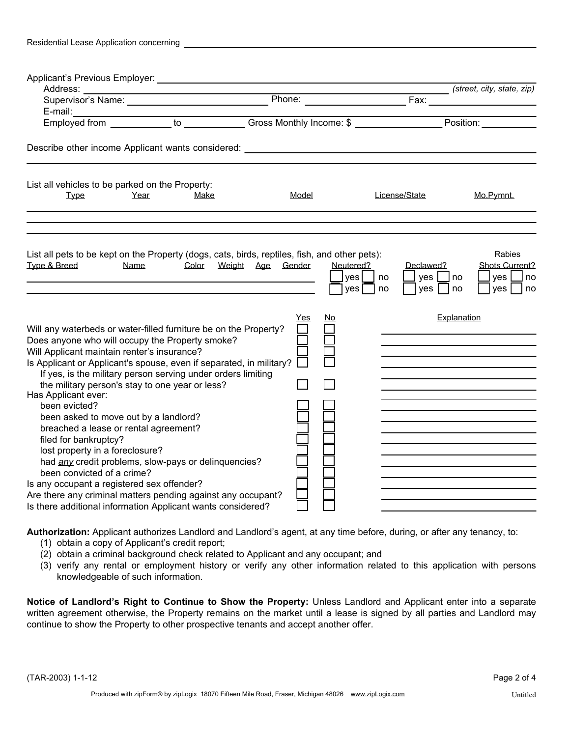Residential Lease Application concerning ______________________________________________

Applicant's Previous Employer: ______________________________________________

Address: ______________________________________________ *(street, city, state, zip)*

Supervisor's Name: ____________________ Phone: ____________________ Fax: ____________________

E-mail: ______________________________________________

Employed from ____________ to ____________ Gross Monthly Income: $ ________________ Position: ____________

Describe other income Applicant wants considered: ______________________________________________

______________________________________________

List all vehicles to be parked on the Property:

| Type | Year | Make | Model | License/State | Mo.Pymnt. |
|---|---|---|---|---|---|
| | | | | | |
| | | | | | |
| | | | | | |

List all pets to be kept on the Property (dogs, cats, birds, reptiles, fish, and other pets):

| Type & Breed | Name | Color | Weight | Age | Gender | Neutered? | Declawed? | Rabies Shots Current? |
|---|---|---|---|---|---|---|---|---|
| | | | | | | ☐ yes ☐ no | ☐ yes ☐ no | ☐ yes ☐ no |
| | | | | | | ☐ yes ☐ no | ☐ yes ☐ no | ☐ yes ☐ no |

| | Yes | No | Explanation |
|---|---|---|---|
| Will any waterbeds or water-filled furniture be on the Property? | ☐ | ☐ | |
| Does anyone who will occupy the Property smoke? | ☐ | ☐ | |
| Will Applicant maintain renter's insurance? | ☐ | ☐ | |
| Is Applicant or Applicant's spouse, even if separated, in military? | ☐ | ☐ | |
| If yes, is the military person serving under orders limiting the military person's stay to one year or less? | ☐ | ☐ | |
| Has Applicant ever: | | | |
| been evicted? | ☐ | ☐ | |
| been asked to move out by a landlord? | ☐ | ☐ | |
| breached a lease or rental agreement? | ☐ | ☐ | |
| filed for bankruptcy? | ☐ | ☐ | |
| lost property in a foreclosure? | ☐ | ☐ | |
| had *any* credit problems, slow-pays or delinquencies? | ☐ | ☐ | |
| been convicted of a crime? | ☐ | ☐ | |
| Is any occupant a registered sex offender? | ☐ | ☐ | |
| Are there any criminal matters pending against any occupant? | ☐ | ☐ | |
| Is there additional information Applicant wants considered? | ☐ | ☐ | |

**Authorization:** Applicant authorizes Landlord and Landlord's agent, at any time before, during, or after any tenancy, to:

(1) obtain a copy of Applicant's credit report;
(2) obtain a criminal background check related to Applicant and any occupant; and
(3) verify any rental or employment history or verify any other information related to this application with persons knowledgeable of such information.

**Notice of Landlord's Right to Continue to Show the Property:** Unless Landlord and Applicant enter into a separate written agreement otherwise, the Property remains on the market until a lease is signed by all parties and Landlord may continue to show the Property to other prospective tenants and accept another offer.

(TAR-2003) 1-1-12

Produced with zipForm® by zipLogix 18070 Fifteen Mile Road, Fraser, Michigan 48026 www.zipLogix.com Untitled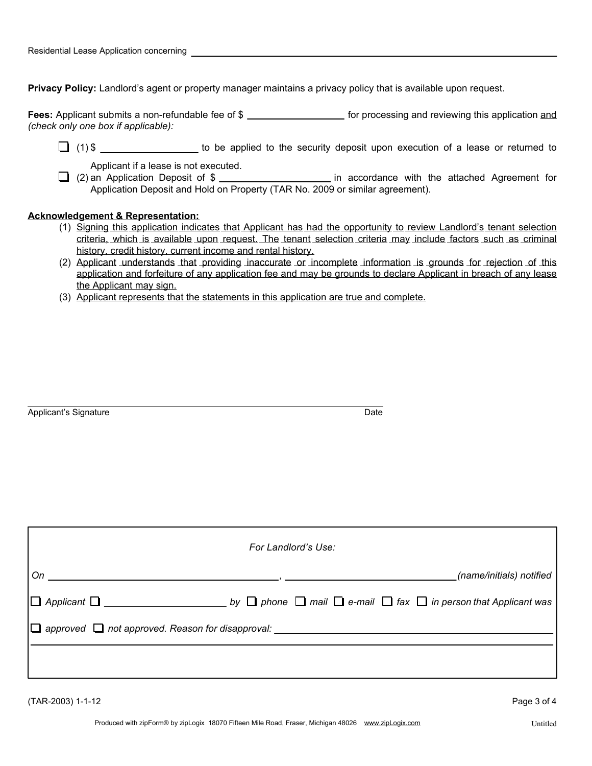Residential Lease Application concerning ______________________________________________

**Privacy Policy:** Landlord's agent or property manager maintains a privacy policy that is available upon request.

**Fees:** Applicant submits a non-refundable fee of $ ______________ for processing and reviewing this application <u>and</u> *(check only one box if applicable):*

- ☐ (1) $ ______________ to be applied to the security deposit upon execution of a lease or returned to Applicant if a lease is not executed.
- ☐ (2) an Application Deposit of $ ______________ in accordance with the attached Agreement for Application Deposit and Hold on Property (TAR No. 2009 or similar agreement).

**<u>Acknowledgement & Representation:</u>**

1. <u>Signing this application indicates that Applicant has had the opportunity to review Landlord's tenant selection criteria, which is available upon request. The tenant selection criteria may include factors such as criminal history, credit history, current income and rental history.</u>
2. <u>Applicant understands that providing inaccurate or incomplete information is grounds for rejection of this application and forfeiture of any application fee and may be grounds to declare Applicant in breach of any lease the Applicant may sign.</u>
3. <u>Applicant represents that the statements in this application are true and complete.</u>

______________________________________________________________

Applicant's Signature                                                            Date

---

*For Landlord's Use:*

*On* ______________________________, ______________________ *(name/initials) notified*

☐ *Applicant* ☐ ______________ *by* ☐ *phone* ☐ *mail* ☐ *e-mail* ☐ *fax* ☐ *in person that Applicant was*

☐ *approved* ☐ *not approved. Reason for disapproval:* ______________________________________________

______________________________________________________________

---

(TAR-2003) 1-1-12

Produced with zipForm® by zipLogix 18070 Fifteen Mile Road, Fraser, Michigan 48026 www.zipLogix.com    Untitled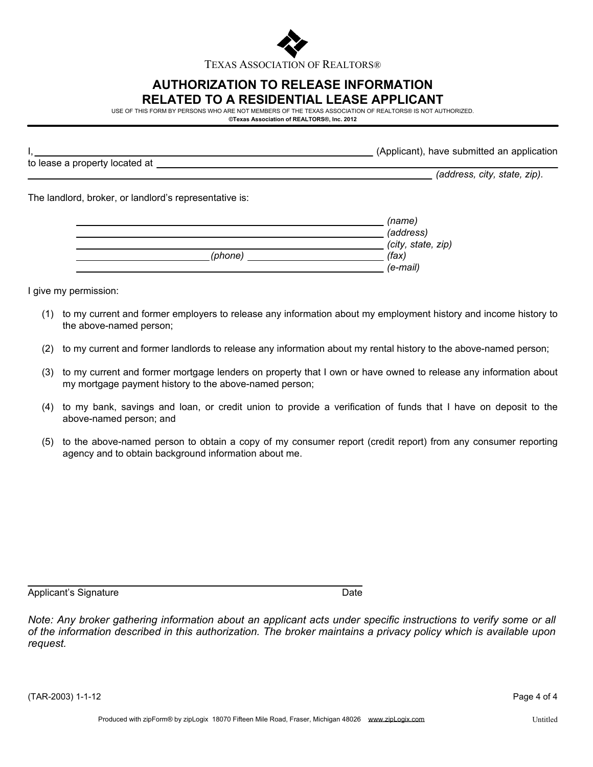TEXAS ASSOCIATION OF REALTORS®

# AUTHORIZATION TO RELEASE INFORMATION RELATED TO A RESIDENTIAL LEASE APPLICANT

USE OF THIS FORM BY PERSONS WHO ARE NOT MEMBERS OF THE TEXAS ASSOCIATION OF REALTORS® IS NOT AUTHORIZED.
**©Texas Association of REALTORS®, Inc. 2012**

---

I, ______________________________ (Applicant), have submitted an application to lease a property located at ______________________________
______________________________ *(address, city, state, zip).*

The landlord, broker, or landlord's representative is:

______________________________ *(name)*
______________________________ *(address)*
______________________________ *(city, state, zip)*
______________ *(phone)* ______________ *(fax)*
______________________________ *(e-mail)*

I give my permission:

(1) to my current and former employers to release any information about my employment history and income history to the above-named person;

(2) to my current and former landlords to release any information about my rental history to the above-named person;

(3) to my current and former mortgage lenders on property that I own or have owned to release any information about my mortgage payment history to the above-named person;

(4) to my bank, savings and loan, or credit union to provide a verification of funds that I have on deposit to the above-named person; and

(5) to the above-named person to obtain a copy of my consumer report (credit report) from any consumer reporting agency and to obtain background information about me.

______________________________
Applicant's Signature Date

*Note: Any broker gathering information about an applicant acts under specific instructions to verify some or all of the information described in this authorization. The broker maintains a privacy policy which is available upon request.*

(TAR-2003) 1-1-12

Produced with zipForm® by zipLogix 18070 Fifteen Mile Road, Fraser, Michigan 48026 www.zipLogix.com Untitled